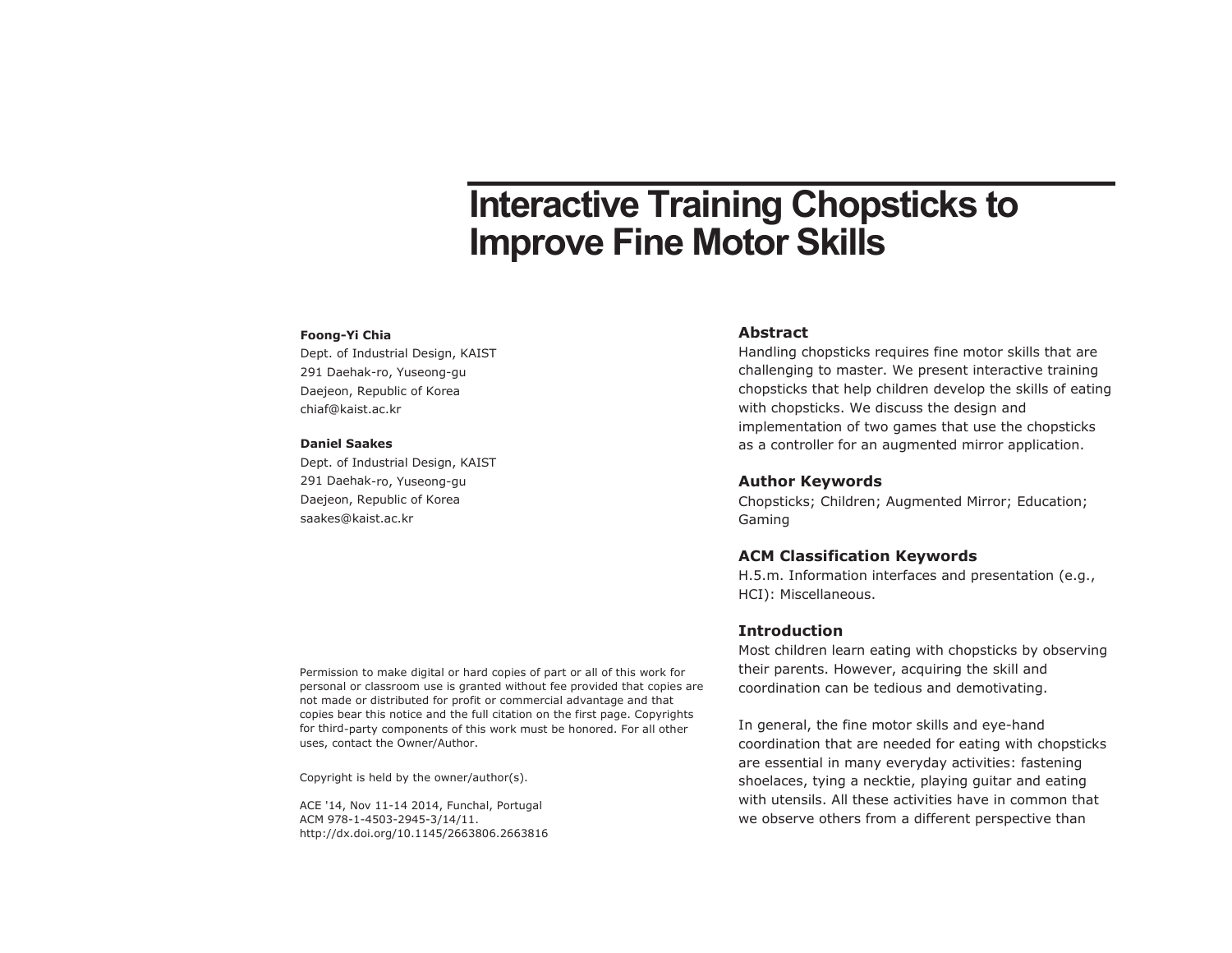# Interactive Training Chopsticks to Improve Fine Motor Skills

**Foong-Yi Chia**
Dept. of Industrial Design, KAIST
291 Daehak-ro, Yuseong-gu
Daejeon, Republic of Korea
chiaf@kaist.ac.kr

**Daniel Saakes**
Dept. of Industrial Design, KAIST
291 Daehak-ro, Yuseong-gu
Daejeon, Republic of Korea
saakes@kaist.ac.kr

Permission to make digital or hard copies of part or all of this work for personal or classroom use is granted without fee provided that copies are not made or distributed for profit or commercial advantage and that copies bear this notice and the full citation on the first page. Copyrights for third-party components of this work must be honored. For all other uses, contact the Owner/Author.

Copyright is held by the owner/author(s).

ACE '14, Nov 11-14 2014, Funchal, Portugal
ACM 978-1-4503-2945-3/14/11.
http://dx.doi.org/10.1145/2663806.2663816

## Abstract

Handling chopsticks requires fine motor skills that are challenging to master. We present interactive training chopsticks that help children develop the skills of eating with chopsticks. We discuss the design and implementation of two games that use the chopsticks as a controller for an augmented mirror application.

## Author Keywords

Chopsticks; Children; Augmented Mirror; Education; Gaming

## ACM Classification Keywords

H.5.m. Information interfaces and presentation (e.g., HCI): Miscellaneous.

## Introduction

Most children learn eating with chopsticks by observing their parents. However, acquiring the skill and coordination can be tedious and demotivating.

In general, the fine motor skills and eye-hand coordination that are needed for eating with chopsticks are essential in many everyday activities: fastening shoelaces, tying a necktie, playing guitar and eating with utensils. All these activities have in common that we observe others from a different perspective than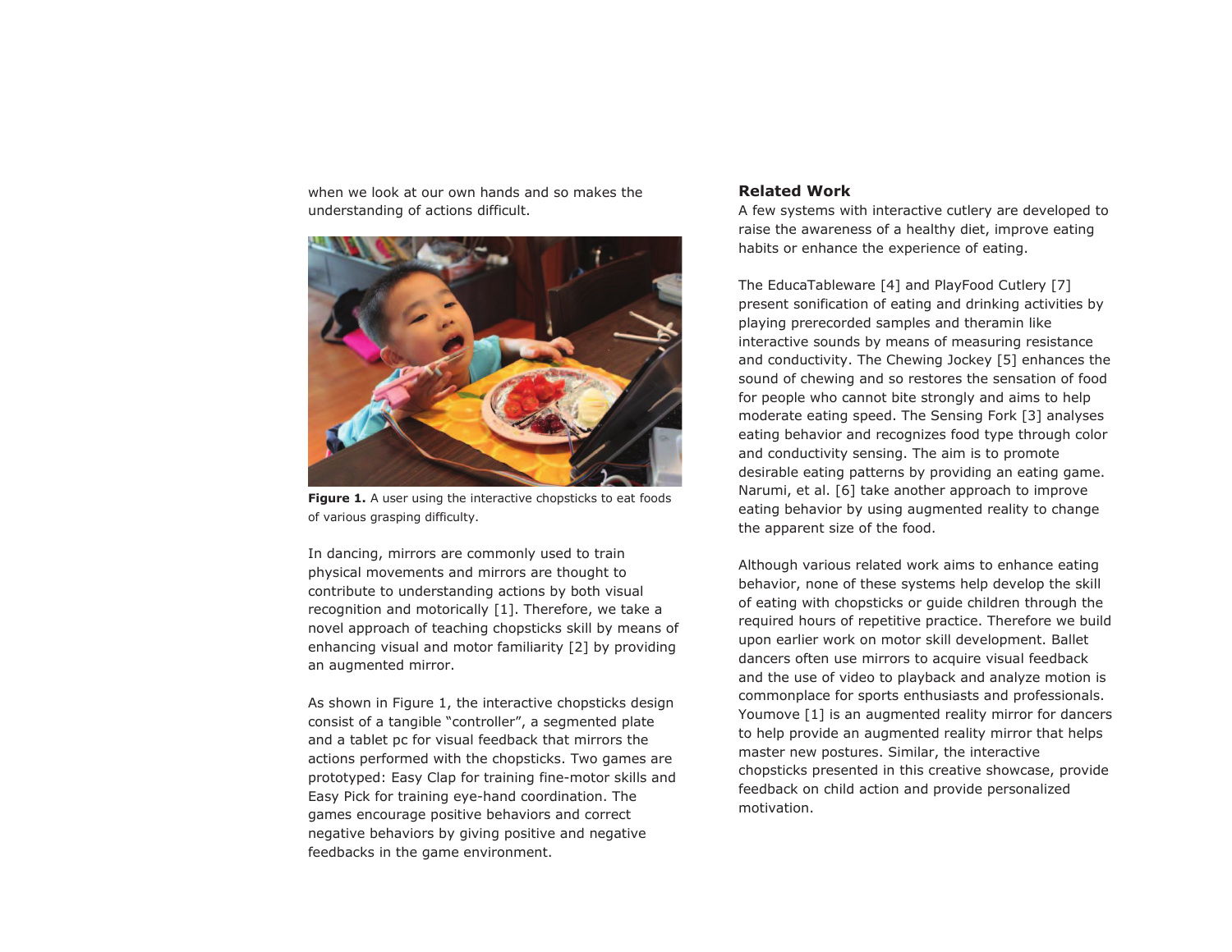when we look at our own hands and so makes the understanding of actions difficult.

**Figure 1.** A user using the interactive chopsticks to eat foods of various grasping difficulty.

In dancing, mirrors are commonly used to train physical movements and mirrors are thought to contribute to understanding actions by both visual recognition and motorically [1]. Therefore, we take a novel approach of teaching chopsticks skill by means of enhancing visual and motor familiarity [2] by providing an augmented mirror.

As shown in Figure 1, the interactive chopsticks design consist of a tangible "controller", a segmented plate and a tablet pc for visual feedback that mirrors the actions performed with the chopsticks. Two games are prototyped: Easy Clap for training fine-motor skills and Easy Pick for training eye-hand coordination. The games encourage positive behaviors and correct negative behaviors by giving positive and negative feedbacks in the game environment.

## Related Work

A few systems with interactive cutlery are developed to raise the awareness of a healthy diet, improve eating habits or enhance the experience of eating.

The EducaTableware [4] and PlayFood Cutlery [7] present sonification of eating and drinking activities by playing prerecorded samples and theramin like interactive sounds by means of measuring resistance and conductivity. The Chewing Jockey [5] enhances the sound of chewing and so restores the sensation of food for people who cannot bite strongly and aims to help moderate eating speed. The Sensing Fork [3] analyses eating behavior and recognizes food type through color and conductivity sensing. The aim is to promote desirable eating patterns by providing an eating game. Narumi, et al. [6] take another approach to improve eating behavior by using augmented reality to change the apparent size of the food.

Although various related work aims to enhance eating behavior, none of these systems help develop the skill of eating with chopsticks or guide children through the required hours of repetitive practice. Therefore we build upon earlier work on motor skill development. Ballet dancers often use mirrors to acquire visual feedback and the use of video to playback and analyze motion is commonplace for sports enthusiasts and professionals. Youmove [1] is an augmented reality mirror for dancers to help provide an augmented reality mirror that helps master new postures. Similar, the interactive chopsticks presented in this creative showcase, provide feedback on child action and provide personalized motivation.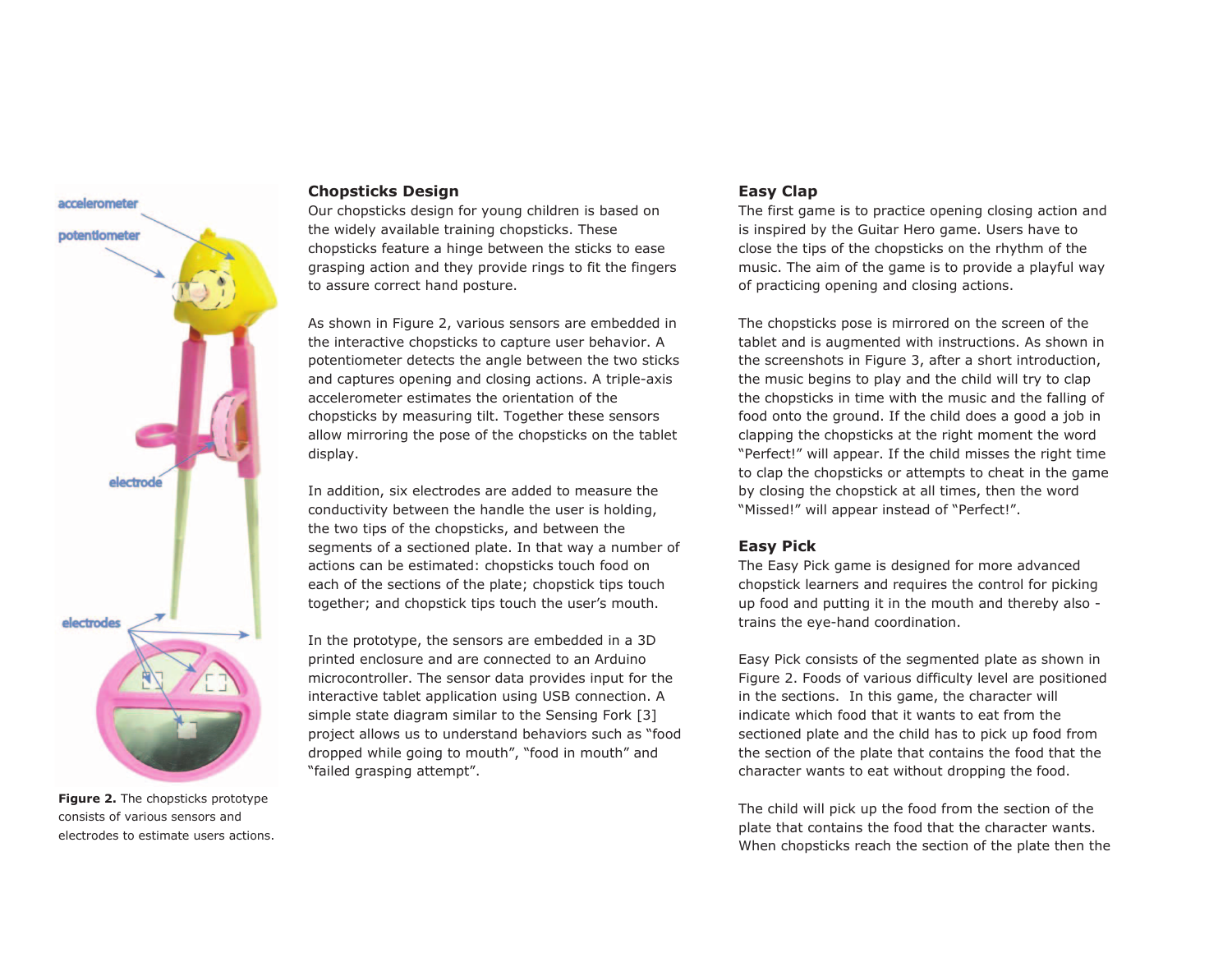Figure 2. The chopsticks prototype consists of various sensors and electrodes to estimate users actions.

## Chopsticks Design

Our chopsticks design for young children is based on the widely available training chopsticks. These chopsticks feature a hinge between the sticks to ease grasping action and they provide rings to fit the fingers to assure correct hand posture.

As shown in Figure 2, various sensors are embedded in the interactive chopsticks to capture user behavior. A potentiometer detects the angle between the two sticks and captures opening and closing actions. A triple-axis accelerometer estimates the orientation of the chopsticks by measuring tilt. Together these sensors allow mirroring the pose of the chopsticks on the tablet display.

In addition, six electrodes are added to measure the conductivity between the handle the user is holding, the two tips of the chopsticks, and between the segments of a sectioned plate. In that way a number of actions can be estimated: chopsticks touch food on each of the sections of the plate; chopstick tips touch together; and chopstick tips touch the user's mouth.

In the prototype, the sensors are embedded in a 3D printed enclosure and are connected to an Arduino microcontroller. The sensor data provides input for the interactive tablet application using USB connection. A simple state diagram similar to the Sensing Fork [3] project allows us to understand behaviors such as "food dropped while going to mouth", "food in mouth" and "failed grasping attempt".

## Easy Clap

The first game is to practice opening closing action and is inspired by the Guitar Hero game. Users have to close the tips of the chopsticks on the rhythm of the music. The aim of the game is to provide a playful way of practicing opening and closing actions.

The chopsticks pose is mirrored on the screen of the tablet and is augmented with instructions. As shown in the screenshots in Figure 3, after a short introduction, the music begins to play and the child will try to clap the chopsticks in time with the music and the falling of food onto the ground. If the child does a good a job in clapping the chopsticks at the right moment the word "Perfect!" will appear. If the child misses the right time to clap the chopsticks or attempts to cheat in the game by closing the chopstick at all times, then the word "Missed!" will appear instead of "Perfect!".

## Easy Pick

The Easy Pick game is designed for more advanced chopstick learners and requires the control for picking up food and putting it in the mouth and thereby also - trains the eye-hand coordination.

Easy Pick consists of the segmented plate as shown in Figure 2. Foods of various difficulty level are positioned in the sections. In this game, the character will indicate which food that it wants to eat from the sectioned plate and the child has to pick up food from the section of the plate that contains the food that the character wants to eat without dropping the food.

The child will pick up the food from the section of the plate that contains the food that the character wants. When chopsticks reach the section of the plate then the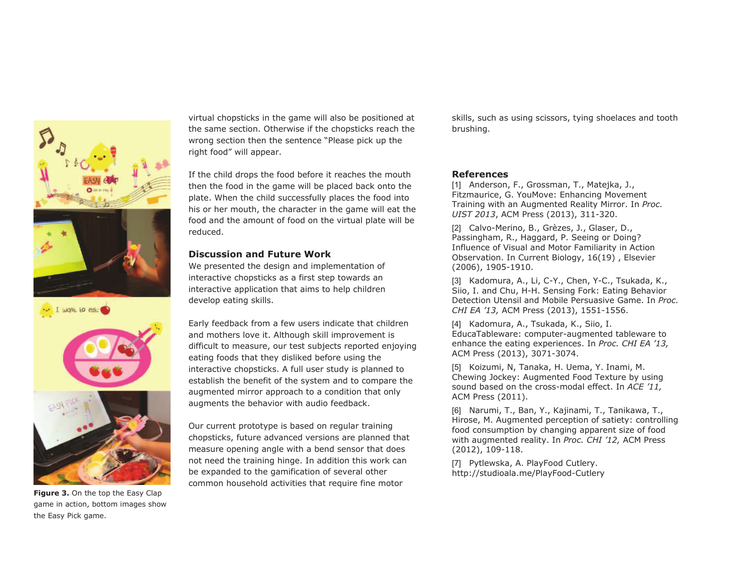virtual chopsticks in the game will also be positioned at the same section. Otherwise if the chopsticks reach the wrong section then the sentence "Please pick up the right food" will appear.

If the child drops the food before it reaches the mouth then the food in the game will be placed back onto the plate. When the child successfully places the food into his or her mouth, the character in the game will eat the food and the amount of food on the virtual plate will be reduced.

**Figure 3.** On the top the Easy Clap game in action, bottom images show the Easy Pick game.

### Discussion and Future Work

We presented the design and implementation of interactive chopsticks as a first step towards an interactive application that aims to help children develop eating skills.

Early feedback from a few users indicate that children and mothers love it. Although skill improvement is difficult to measure, our test subjects reported enjoying eating foods that they disliked before using the interactive chopsticks. A full user study is planned to establish the benefit of the system and to compare the augmented mirror approach to a condition that only augments the behavior with audio feedback.

Our current prototype is based on regular training chopsticks, future advanced versions are planned that measure opening angle with a bend sensor that does not need the training hinge. In addition this work can be expanded to the gamification of several other common household activities that require fine motor skills, such as using scissors, tying shoelaces and tooth brushing.

### References

[1] Anderson, F., Grossman, T., Matejka, J., Fitzmaurice, G. YouMove: Enhancing Movement Training with an Augmented Reality Mirror. In *Proc. UIST 2013*, ACM Press (2013), 311-320.

[2] Calvo-Merino, B., Grèzes, J., Glaser, D., Passingham, R., Haggard, P. Seeing or Doing? Influence of Visual and Motor Familiarity in Action Observation. In Current Biology, 16(19) , Elsevier (2006), 1905-1910.

[3] Kadomura, A., Li, C-Y., Chen, Y-C., Tsukada, K., Siio, I. and Chu, H-H. Sensing Fork: Eating Behavior Detection Utensil and Mobile Persuasive Game. In *Proc. CHI EA '13,* ACM Press (2013), 1551-1556.

[4] Kadomura, A., Tsukada, K., Siio, I. EducaTableware: computer-augmented tableware to enhance the eating experiences. In *Proc. CHI EA '13,* ACM Press (2013), 3071-3074.

[5] Koizumi, N, Tanaka, H. Uema, Y. Inami, M. Chewing Jockey: Augmented Food Texture by using sound based on the cross-modal effect. In *ACE '11,* ACM Press (2011).

[6] Narumi, T., Ban, Y., Kajinami, T., Tanikawa, T., Hirose, M. Augmented perception of satiety: controlling food consumption by changing apparent size of food with augmented reality. In *Proc. CHI '12,* ACM Press (2012), 109-118.

[7] Pytlewska, A. PlayFood Cutlery. http://studioala.me/PlayFood-Cutlery